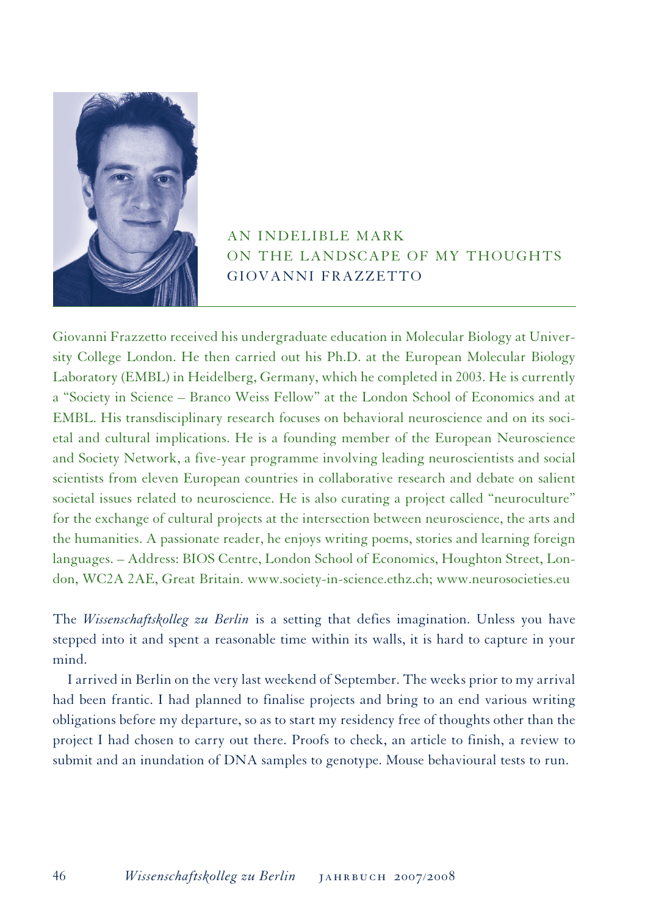# AN INDELIBLE MARK ON THE LANDSCAPE OF MY THOUGHTS

## GIOVANNI FRAZZETTO

Giovanni Frazzetto received his undergraduate education in Molecular Biology at University College London. He then carried out his Ph.D. at the European Molecular Biology Laboratory (EMBL) in Heidelberg, Germany, which he completed in 2003. He is currently a "Society in Science – Branco Weiss Fellow" at the London School of Economics and at EMBL. His transdisciplinary research focuses on behavioral neuroscience and on its societal and cultural implications. He is a founding member of the European Neuroscience and Society Network, a five-year programme involving leading neuroscientists and social scientists from eleven European countries in collaborative research and debate on salient societal issues related to neuroscience. He is also curating a project called "neuroculture" for the exchange of cultural projects at the intersection between neuroscience, the arts and the humanities. A passionate reader, he enjoys writing poems, stories and learning foreign languages. – Address: BIOS Centre, London School of Economics, Houghton Street, London, WC2A 2AE, Great Britain. www.society-in-science.ethz.ch; www.neurosocieties.eu

The *Wissenschaftskolleg zu Berlin* is a setting that defies imagination. Unless you have stepped into it and spent a reasonable time within its walls, it is hard to capture in your mind.

I arrived in Berlin on the very last weekend of September. The weeks prior to my arrival had been frantic. I had planned to finalise projects and bring to an end various writing obligations before my departure, so as to start my residency free of thoughts other than the project I had chosen to carry out there. Proofs to check, an article to finish, a review to submit and an inundation of DNA samples to genotype. Mouse behavioural tests to run.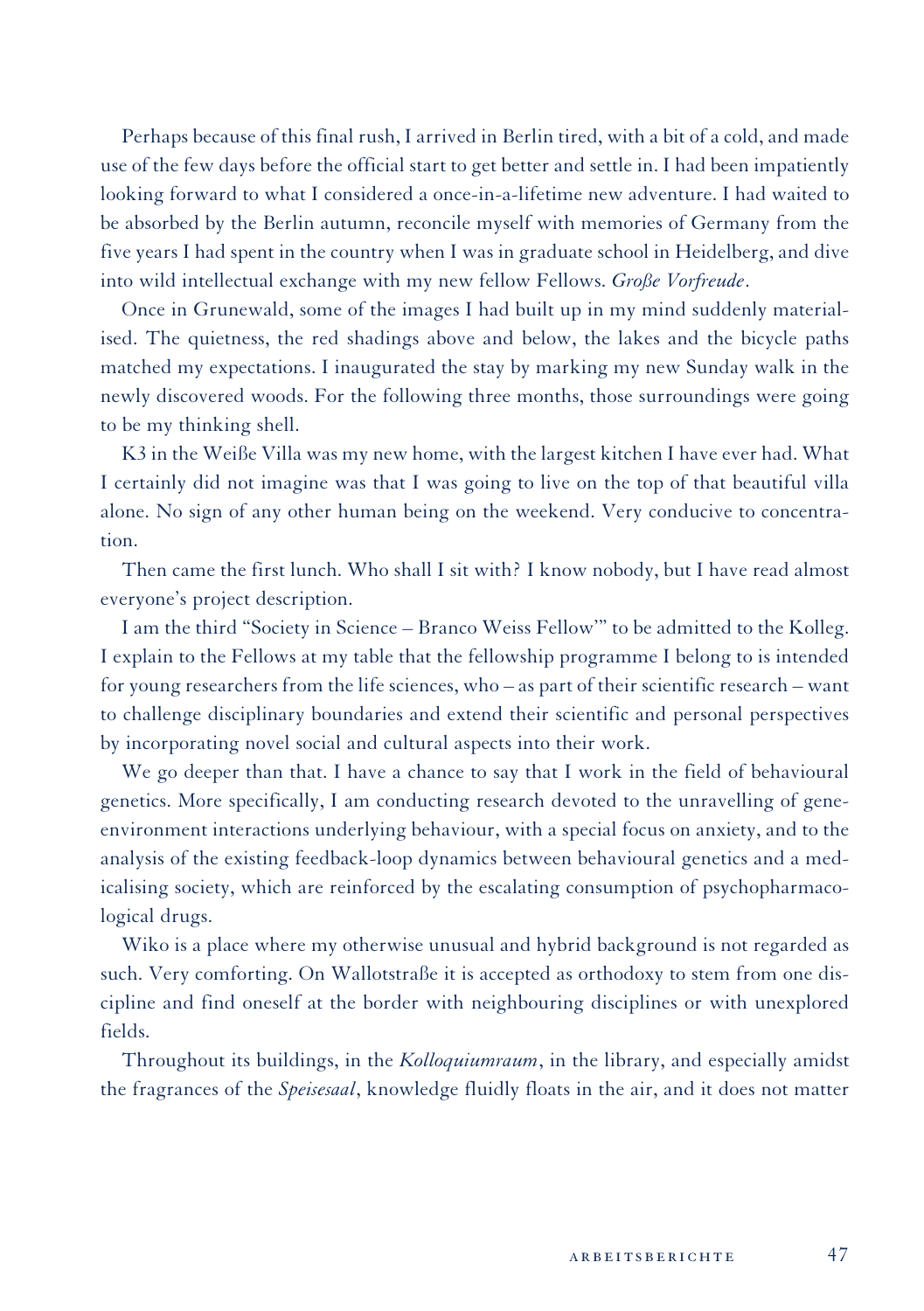Perhaps because of this final rush, I arrived in Berlin tired, with a bit of a cold, and made use of the few days before the official start to get better and settle in. I had been impatiently looking forward to what I considered a once-in-a-lifetime new adventure. I had waited to be absorbed by the Berlin autumn, reconcile myself with memories of Germany from the five years I had spent in the country when I was in graduate school in Heidelberg, and dive into wild intellectual exchange with my new fellow Fellows. *Große Vorfreude*.

Once in Grunewald, some of the images I had built up in my mind suddenly materialised. The quietness, the red shadings above and below, the lakes and the bicycle paths matched my expectations. I inaugurated the stay by marking my new Sunday walk in the newly discovered woods. For the following three months, those surroundings were going to be my thinking shell.

K3 in the Weiße Villa was my new home, with the largest kitchen I have ever had. What I certainly did not imagine was that I was going to live on the top of that beautiful villa alone. No sign of any other human being on the weekend. Very conducive to concentration.

Then came the first lunch. Who shall I sit with? I know nobody, but I have read almost everyone's project description.

I am the third "Society in Science – Branco Weiss Fellow'" to be admitted to the Kolleg. I explain to the Fellows at my table that the fellowship programme I belong to is intended for young researchers from the life sciences, who – as part of their scientific research – want to challenge disciplinary boundaries and extend their scientific and personal perspectives by incorporating novel social and cultural aspects into their work.

We go deeper than that. I have a chance to say that I work in the field of behavioural genetics. More specifically, I am conducting research devoted to the unravelling of gene-environment interactions underlying behaviour, with a special focus on anxiety, and to the analysis of the existing feedback-loop dynamics between behavioural genetics and a medicalising society, which are reinforced by the escalating consumption of psychopharmacological drugs.

Wiko is a place where my otherwise unusual and hybrid background is not regarded as such. Very comforting. On Wallotstraße it is accepted as orthodoxy to stem from one discipline and find oneself at the border with neighbouring disciplines or with unexplored fields.

Throughout its buildings, in the *Kolloquiumraum*, in the library, and especially amidst the fragrances of the *Speisesaal*, knowledge fluidly floats in the air, and it does not matter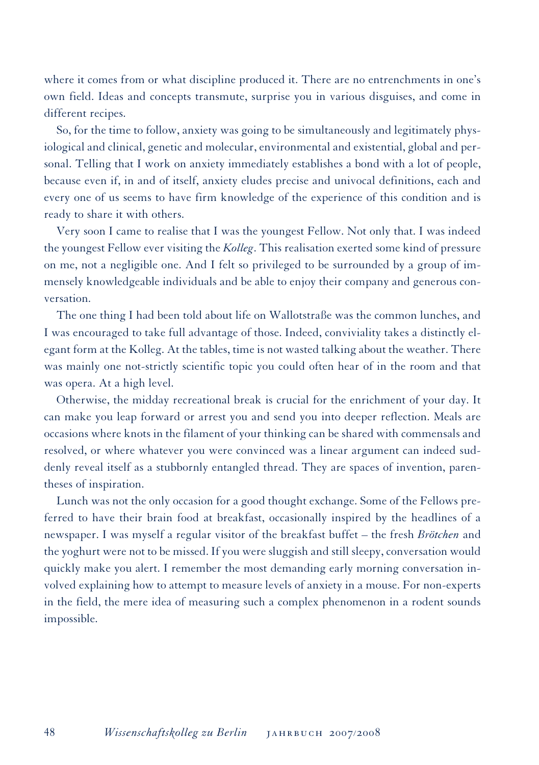where it comes from or what discipline produced it. There are no entrenchments in one's own field. Ideas and concepts transmute, surprise you in various disguises, and come in different recipes.

So, for the time to follow, anxiety was going to be simultaneously and legitimately physiological and clinical, genetic and molecular, environmental and existential, global and personal. Telling that I work on anxiety immediately establishes a bond with a lot of people, because even if, in and of itself, anxiety eludes precise and univocal definitions, each and every one of us seems to have firm knowledge of the experience of this condition and is ready to share it with others.

Very soon I came to realise that I was the youngest Fellow. Not only that. I was indeed the youngest Fellow ever visiting the *Kolleg*. This realisation exerted some kind of pressure on me, not a negligible one. And I felt so privileged to be surrounded by a group of immensely knowledgeable individuals and be able to enjoy their company and generous conversation.

The one thing I had been told about life on Wallotstraße was the common lunches, and I was encouraged to take full advantage of those. Indeed, conviviality takes a distinctly elegant form at the Kolleg. At the tables, time is not wasted talking about the weather. There was mainly one not-strictly scientific topic you could often hear of in the room and that was opera. At a high level.

Otherwise, the midday recreational break is crucial for the enrichment of your day. It can make you leap forward or arrest you and send you into deeper reflection. Meals are occasions where knots in the filament of your thinking can be shared with commensals and resolved, or where whatever you were convinced was a linear argument can indeed suddenly reveal itself as a stubbornly entangled thread. They are spaces of invention, parentheses of inspiration.

Lunch was not the only occasion for a good thought exchange. Some of the Fellows preferred to have their brain food at breakfast, occasionally inspired by the headlines of a newspaper. I was myself a regular visitor of the breakfast buffet – the fresh *Brötchen* and the yoghurt were not to be missed. If you were sluggish and still sleepy, conversation would quickly make you alert. I remember the most demanding early morning conversation involved explaining how to attempt to measure levels of anxiety in a mouse. For non-experts in the field, the mere idea of measuring such a complex phenomenon in a rodent sounds impossible.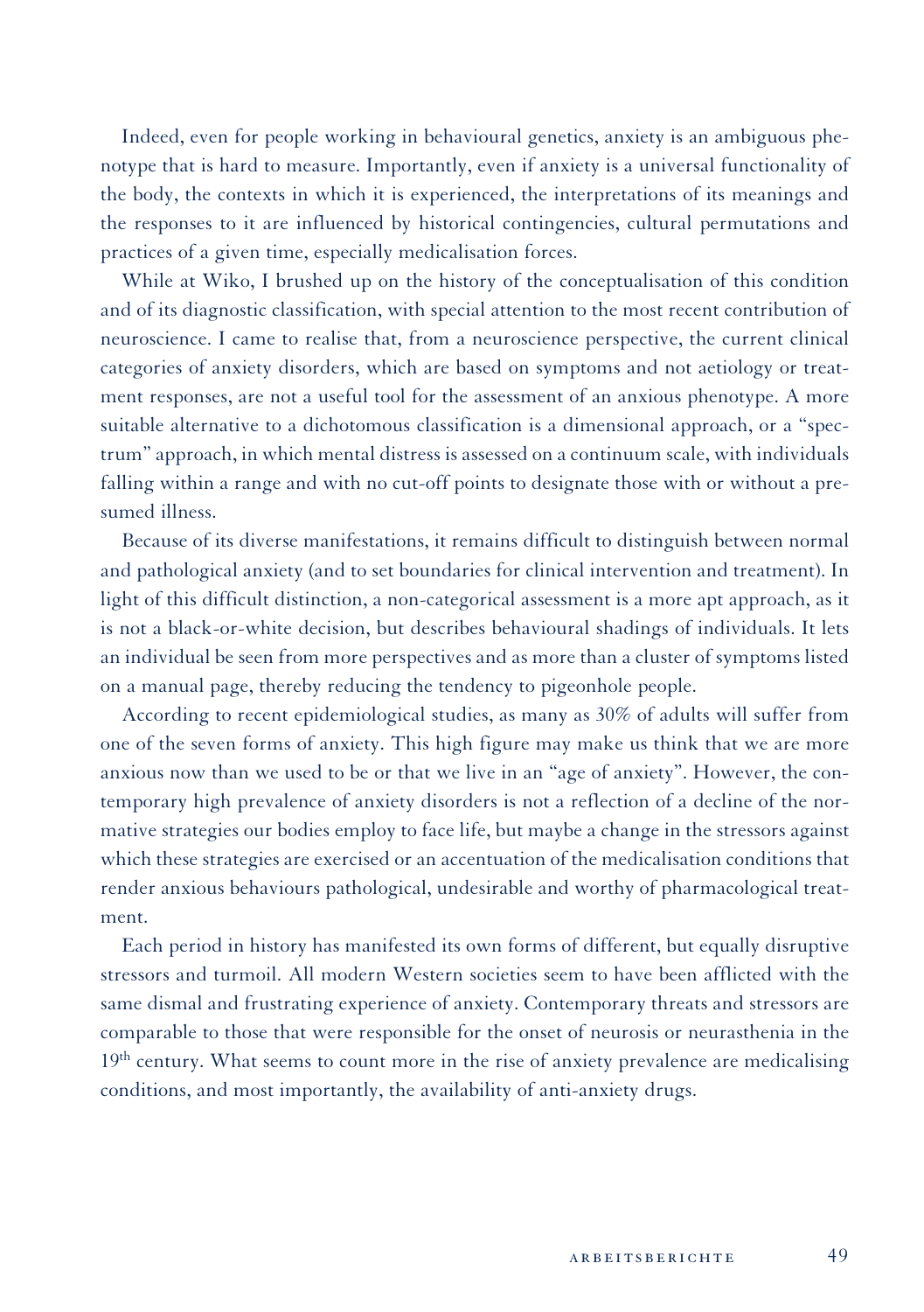Indeed, even for people working in behavioural genetics, anxiety is an ambiguous phenotype that is hard to measure. Importantly, even if anxiety is a universal functionality of the body, the contexts in which it is experienced, the interpretations of its meanings and the responses to it are influenced by historical contingencies, cultural permutations and practices of a given time, especially medicalisation forces.

While at Wiko, I brushed up on the history of the conceptualisation of this condition and of its diagnostic classification, with special attention to the most recent contribution of neuroscience. I came to realise that, from a neuroscience perspective, the current clinical categories of anxiety disorders, which are based on symptoms and not aetiology or treatment responses, are not a useful tool for the assessment of an anxious phenotype. A more suitable alternative to a dichotomous classification is a dimensional approach, or a "spectrum" approach, in which mental distress is assessed on a continuum scale, with individuals falling within a range and with no cut-off points to designate those with or without a presumed illness.

Because of its diverse manifestations, it remains difficult to distinguish between normal and pathological anxiety (and to set boundaries for clinical intervention and treatment). In light of this difficult distinction, a non-categorical assessment is a more apt approach, as it is not a black-or-white decision, but describes behavioural shadings of individuals. It lets an individual be seen from more perspectives and as more than a cluster of symptoms listed on a manual page, thereby reducing the tendency to pigeonhole people.

According to recent epidemiological studies, as many as 30% of adults will suffer from one of the seven forms of anxiety. This high figure may make us think that we are more anxious now than we used to be or that we live in an "age of anxiety". However, the contemporary high prevalence of anxiety disorders is not a reflection of a decline of the normative strategies our bodies employ to face life, but maybe a change in the stressors against which these strategies are exercised or an accentuation of the medicalisation conditions that render anxious behaviours pathological, undesirable and worthy of pharmacological treatment.

Each period in history has manifested its own forms of different, but equally disruptive stressors and turmoil. All modern Western societies seem to have been afflicted with the same dismal and frustrating experience of anxiety. Contemporary threats and stressors are comparable to those that were responsible for the onset of neurosis or neurasthenia in the 19th century. What seems to count more in the rise of anxiety prevalence are medicalising conditions, and most importantly, the availability of anti-anxiety drugs.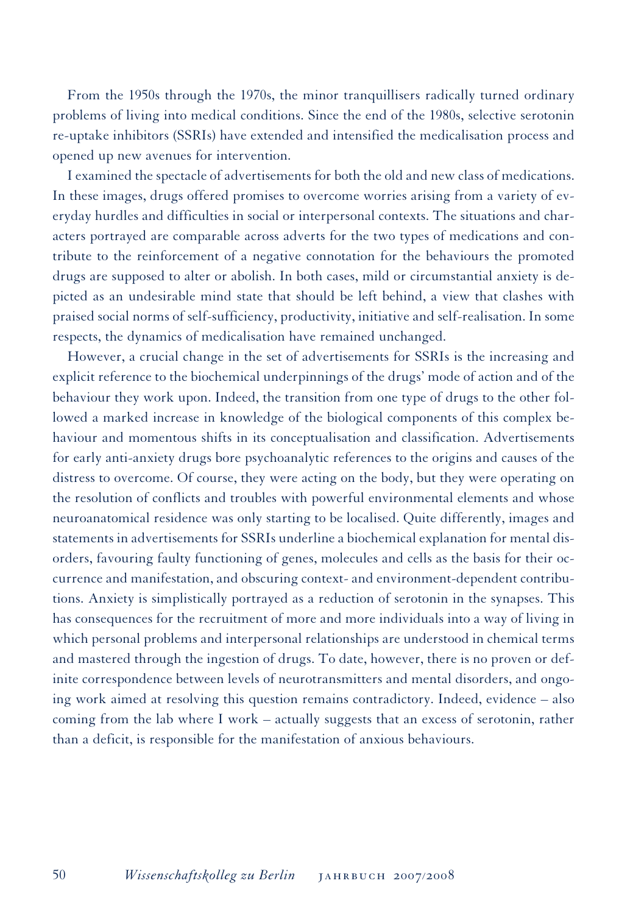From the 1950s through the 1970s, the minor tranquillisers radically turned ordinary problems of living into medical conditions. Since the end of the 1980s, selective serotonin re-uptake inhibitors (SSRIs) have extended and intensified the medicalisation process and opened up new avenues for intervention.

I examined the spectacle of advertisements for both the old and new class of medications. In these images, drugs offered promises to overcome worries arising from a variety of everyday hurdles and difficulties in social or interpersonal contexts. The situations and characters portrayed are comparable across adverts for the two types of medications and contribute to the reinforcement of a negative connotation for the behaviours the promoted drugs are supposed to alter or abolish. In both cases, mild or circumstantial anxiety is depicted as an undesirable mind state that should be left behind, a view that clashes with praised social norms of self-sufficiency, productivity, initiative and self-realisation. In some respects, the dynamics of medicalisation have remained unchanged.

However, a crucial change in the set of advertisements for SSRIs is the increasing and explicit reference to the biochemical underpinnings of the drugs' mode of action and of the behaviour they work upon. Indeed, the transition from one type of drugs to the other followed a marked increase in knowledge of the biological components of this complex behaviour and momentous shifts in its conceptualisation and classification. Advertisements for early anti-anxiety drugs bore psychoanalytic references to the origins and causes of the distress to overcome. Of course, they were acting on the body, but they were operating on the resolution of conflicts and troubles with powerful environmental elements and whose neuroanatomical residence was only starting to be localised. Quite differently, images and statements in advertisements for SSRIs underline a biochemical explanation for mental disorders, favouring faulty functioning of genes, molecules and cells as the basis for their occurrence and manifestation, and obscuring context- and environment-dependent contributions. Anxiety is simplistically portrayed as a reduction of serotonin in the synapses. This has consequences for the recruitment of more and more individuals into a way of living in which personal problems and interpersonal relationships are understood in chemical terms and mastered through the ingestion of drugs. To date, however, there is no proven or definite correspondence between levels of neurotransmitters and mental disorders, and ongoing work aimed at resolving this question remains contradictory. Indeed, evidence – also coming from the lab where I work – actually suggests that an excess of serotonin, rather than a deficit, is responsible for the manifestation of anxious behaviours.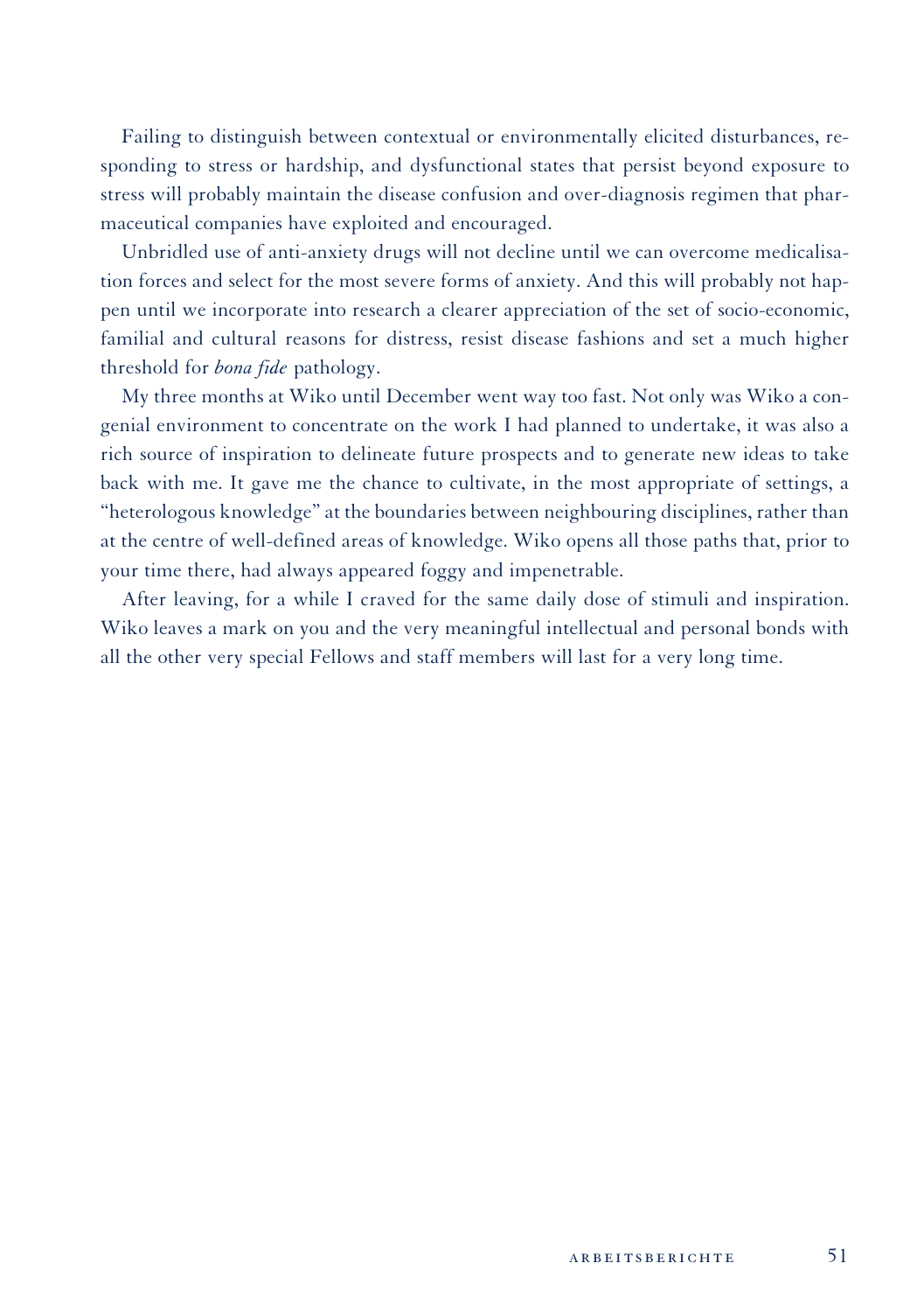Failing to distinguish between contextual or environmentally elicited disturbances, responding to stress or hardship, and dysfunctional states that persist beyond exposure to stress will probably maintain the disease confusion and over-diagnosis regimen that pharmaceutical companies have exploited and encouraged.

Unbridled use of anti-anxiety drugs will not decline until we can overcome medicalisation forces and select for the most severe forms of anxiety. And this will probably not happen until we incorporate into research a clearer appreciation of the set of socio-economic, familial and cultural reasons for distress, resist disease fashions and set a much higher threshold for *bona fide* pathology.

My three months at Wiko until December went way too fast. Not only was Wiko a congenial environment to concentrate on the work I had planned to undertake, it was also a rich source of inspiration to delineate future prospects and to generate new ideas to take back with me. It gave me the chance to cultivate, in the most appropriate of settings, a "heterologous knowledge" at the boundaries between neighbouring disciplines, rather than at the centre of well-defined areas of knowledge. Wiko opens all those paths that, prior to your time there, had always appeared foggy and impenetrable.

After leaving, for a while I craved for the same daily dose of stimuli and inspiration. Wiko leaves a mark on you and the very meaningful intellectual and personal bonds with all the other very special Fellows and staff members will last for a very long time.